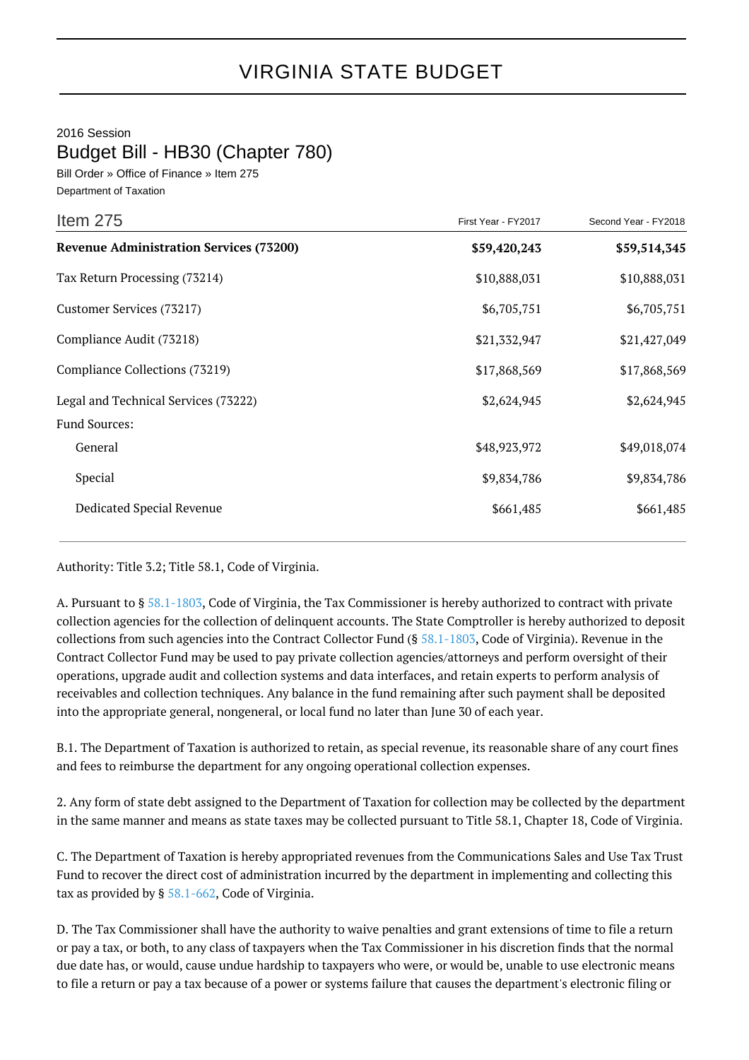# VIRGINIA STATE BUDGET

2016 Session

## Budget Bill - HB30 (Chapter 780)

Bill Order » Office of Finance » Item 275

Department of Taxation

| Item 275 | First Year - FY2017 | Second Year - FY2018 |
|---|---|---|
| **Revenue Administration Services (73200)** | **$59,420,243** | **$59,514,345** |
| Tax Return Processing (73214) | $10,888,031 | $10,888,031 |
| Customer Services (73217) | $6,705,751 | $6,705,751 |
| Compliance Audit (73218) | $21,332,947 | $21,427,049 |
| Compliance Collections (73219) | $17,868,569 | $17,868,569 |
| Legal and Technical Services (73222) | $2,624,945 | $2,624,945 |
| Fund Sources: | | |
| General | $48,923,972 | $49,018,074 |
| Special | $9,834,786 | $9,834,786 |
| Dedicated Special Revenue | $661,485 | $661,485 |

Authority: Title 3.2; Title 58.1, Code of Virginia.

A. Pursuant to § 58.1-1803, Code of Virginia, the Tax Commissioner is hereby authorized to contract with private collection agencies for the collection of delinquent accounts. The State Comptroller is hereby authorized to deposit collections from such agencies into the Contract Collector Fund (§ 58.1-1803, Code of Virginia). Revenue in the Contract Collector Fund may be used to pay private collection agencies/attorneys and perform oversight of their operations, upgrade audit and collection systems and data interfaces, and retain experts to perform analysis of receivables and collection techniques. Any balance in the fund remaining after such payment shall be deposited into the appropriate general, nongeneral, or local fund no later than June 30 of each year.

B.1. The Department of Taxation is authorized to retain, as special revenue, its reasonable share of any court fines and fees to reimburse the department for any ongoing operational collection expenses.

2. Any form of state debt assigned to the Department of Taxation for collection may be collected by the department in the same manner and means as state taxes may be collected pursuant to Title 58.1, Chapter 18, Code of Virginia.

C. The Department of Taxation is hereby appropriated revenues from the Communications Sales and Use Tax Trust Fund to recover the direct cost of administration incurred by the department in implementing and collecting this tax as provided by § 58.1-662, Code of Virginia.

D. The Tax Commissioner shall have the authority to waive penalties and grant extensions of time to file a return or pay a tax, or both, to any class of taxpayers when the Tax Commissioner in his discretion finds that the normal due date has, or would, cause undue hardship to taxpayers who were, or would be, unable to use electronic means to file a return or pay a tax because of a power or systems failure that causes the department's electronic filing or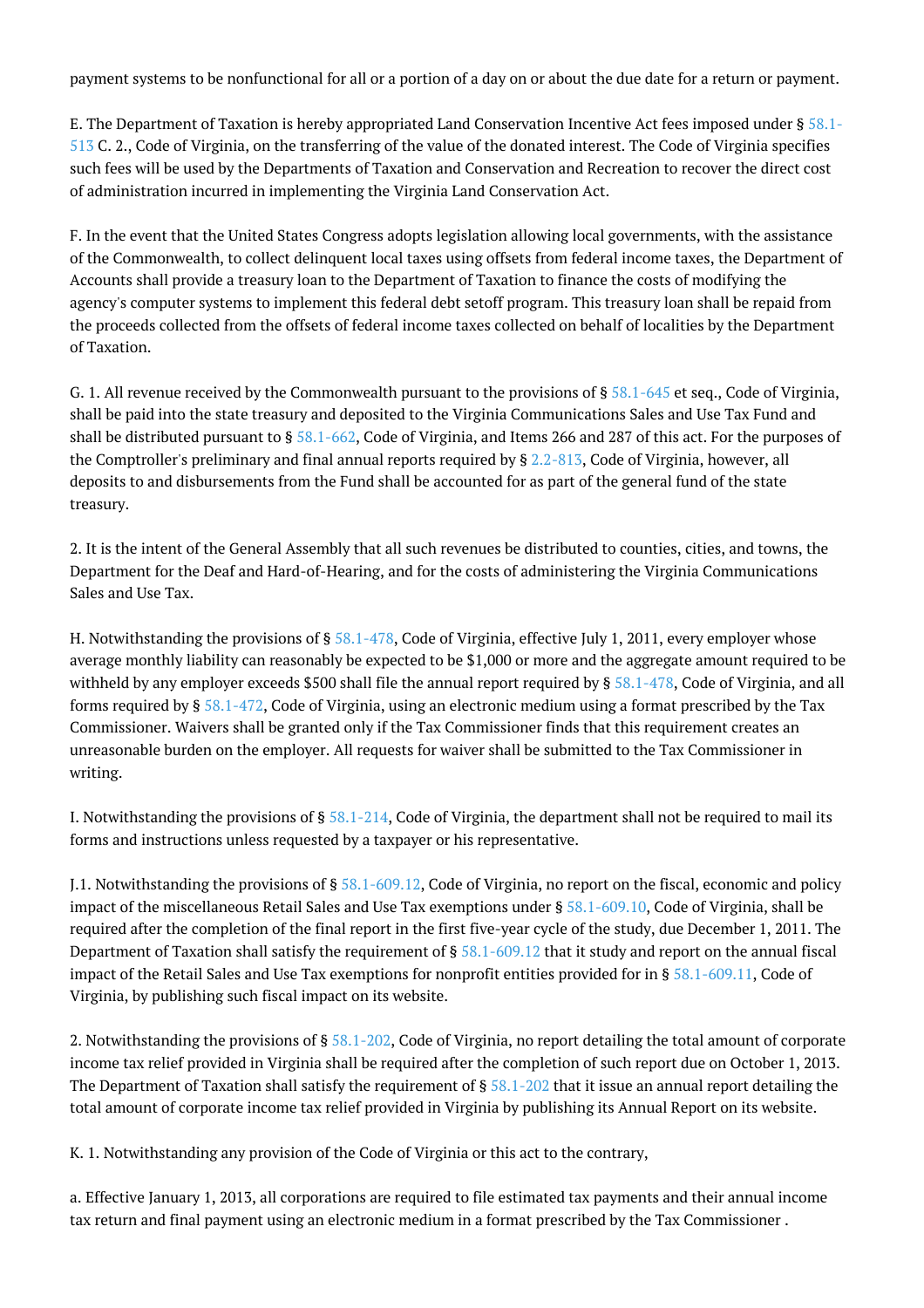payment systems to be nonfunctional for all or a portion of a day on or about the due date for a return or payment.

E. The Department of Taxation is hereby appropriated Land Conservation Incentive Act fees imposed under § 58.1-513 C. 2., Code of Virginia, on the transferring of the value of the donated interest. The Code of Virginia specifies such fees will be used by the Departments of Taxation and Conservation and Recreation to recover the direct cost of administration incurred in implementing the Virginia Land Conservation Act.

F. In the event that the United States Congress adopts legislation allowing local governments, with the assistance of the Commonwealth, to collect delinquent local taxes using offsets from federal income taxes, the Department of Accounts shall provide a treasury loan to the Department of Taxation to finance the costs of modifying the agency's computer systems to implement this federal debt setoff program. This treasury loan shall be repaid from the proceeds collected from the offsets of federal income taxes collected on behalf of localities by the Department of Taxation.

G. 1. All revenue received by the Commonwealth pursuant to the provisions of § 58.1-645 et seq., Code of Virginia, shall be paid into the state treasury and deposited to the Virginia Communications Sales and Use Tax Fund and shall be distributed pursuant to § 58.1-662, Code of Virginia, and Items 266 and 287 of this act. For the purposes of the Comptroller's preliminary and final annual reports required by § 2.2-813, Code of Virginia, however, all deposits to and disbursements from the Fund shall be accounted for as part of the general fund of the state treasury.

2. It is the intent of the General Assembly that all such revenues be distributed to counties, cities, and towns, the Department for the Deaf and Hard-of-Hearing, and for the costs of administering the Virginia Communications Sales and Use Tax.

H. Notwithstanding the provisions of § 58.1-478, Code of Virginia, effective July 1, 2011, every employer whose average monthly liability can reasonably be expected to be $1,000 or more and the aggregate amount required to be withheld by any employer exceeds $500 shall file the annual report required by § 58.1-478, Code of Virginia, and all forms required by § 58.1-472, Code of Virginia, using an electronic medium using a format prescribed by the Tax Commissioner. Waivers shall be granted only if the Tax Commissioner finds that this requirement creates an unreasonable burden on the employer. All requests for waiver shall be submitted to the Tax Commissioner in writing.

I. Notwithstanding the provisions of § 58.1-214, Code of Virginia, the department shall not be required to mail its forms and instructions unless requested by a taxpayer or his representative.

J.1. Notwithstanding the provisions of § 58.1-609.12, Code of Virginia, no report on the fiscal, economic and policy impact of the miscellaneous Retail Sales and Use Tax exemptions under § 58.1-609.10, Code of Virginia, shall be required after the completion of the final report in the first five-year cycle of the study, due December 1, 2011. The Department of Taxation shall satisfy the requirement of § 58.1-609.12 that it study and report on the annual fiscal impact of the Retail Sales and Use Tax exemptions for nonprofit entities provided for in § 58.1-609.11, Code of Virginia, by publishing such fiscal impact on its website.

2. Notwithstanding the provisions of § 58.1-202, Code of Virginia, no report detailing the total amount of corporate income tax relief provided in Virginia shall be required after the completion of such report due on October 1, 2013. The Department of Taxation shall satisfy the requirement of § 58.1-202 that it issue an annual report detailing the total amount of corporate income tax relief provided in Virginia by publishing its Annual Report on its website.

K. 1. Notwithstanding any provision of the Code of Virginia or this act to the contrary,

a. Effective January 1, 2013, all corporations are required to file estimated tax payments and their annual income tax return and final payment using an electronic medium in a format prescribed by the Tax Commissioner .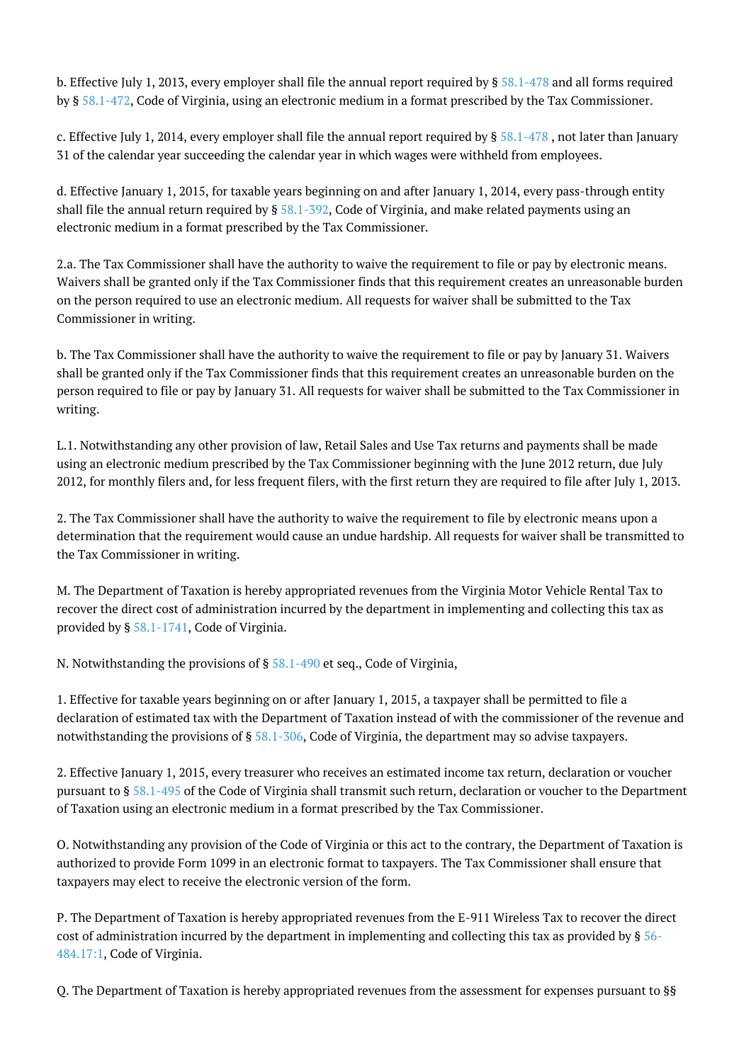b. Effective July 1, 2013, every employer shall file the annual report required by § 58.1-478 and all forms required by § 58.1-472, Code of Virginia, using an electronic medium in a format prescribed by the Tax Commissioner.

c. Effective July 1, 2014, every employer shall file the annual report required by § 58.1-478 , not later than January 31 of the calendar year succeeding the calendar year in which wages were withheld from employees.

d. Effective January 1, 2015, for taxable years beginning on and after January 1, 2014, every pass-through entity shall file the annual return required by § 58.1-392, Code of Virginia, and make related payments using an electronic medium in a format prescribed by the Tax Commissioner.

2.a. The Tax Commissioner shall have the authority to waive the requirement to file or pay by electronic means. Waivers shall be granted only if the Tax Commissioner finds that this requirement creates an unreasonable burden on the person required to use an electronic medium. All requests for waiver shall be submitted to the Tax Commissioner in writing.

b. The Tax Commissioner shall have the authority to waive the requirement to file or pay by January 31. Waivers shall be granted only if the Tax Commissioner finds that this requirement creates an unreasonable burden on the person required to file or pay by January 31. All requests for waiver shall be submitted to the Tax Commissioner in writing.

L.1. Notwithstanding any other provision of law, Retail Sales and Use Tax returns and payments shall be made using an electronic medium prescribed by the Tax Commissioner beginning with the June 2012 return, due July 2012, for monthly filers and, for less frequent filers, with the first return they are required to file after July 1, 2013.

2. The Tax Commissioner shall have the authority to waive the requirement to file by electronic means upon a determination that the requirement would cause an undue hardship. All requests for waiver shall be transmitted to the Tax Commissioner in writing.

M. The Department of Taxation is hereby appropriated revenues from the Virginia Motor Vehicle Rental Tax to recover the direct cost of administration incurred by the department in implementing and collecting this tax as provided by § 58.1-1741, Code of Virginia.

N. Notwithstanding the provisions of § 58.1-490 et seq., Code of Virginia,

1. Effective for taxable years beginning on or after January 1, 2015, a taxpayer shall be permitted to file a declaration of estimated tax with the Department of Taxation instead of with the commissioner of the revenue and notwithstanding the provisions of § 58.1-306, Code of Virginia, the department may so advise taxpayers.

2. Effective January 1, 2015, every treasurer who receives an estimated income tax return, declaration or voucher pursuant to § 58.1-495 of the Code of Virginia shall transmit such return, declaration or voucher to the Department of Taxation using an electronic medium in a format prescribed by the Tax Commissioner.

O. Notwithstanding any provision of the Code of Virginia or this act to the contrary, the Department of Taxation is authorized to provide Form 1099 in an electronic format to taxpayers. The Tax Commissioner shall ensure that taxpayers may elect to receive the electronic version of the form.

P. The Department of Taxation is hereby appropriated revenues from the E-911 Wireless Tax to recover the direct cost of administration incurred by the department in implementing and collecting this tax as provided by § 56-484.17:1, Code of Virginia.

Q. The Department of Taxation is hereby appropriated revenues from the assessment for expenses pursuant to §§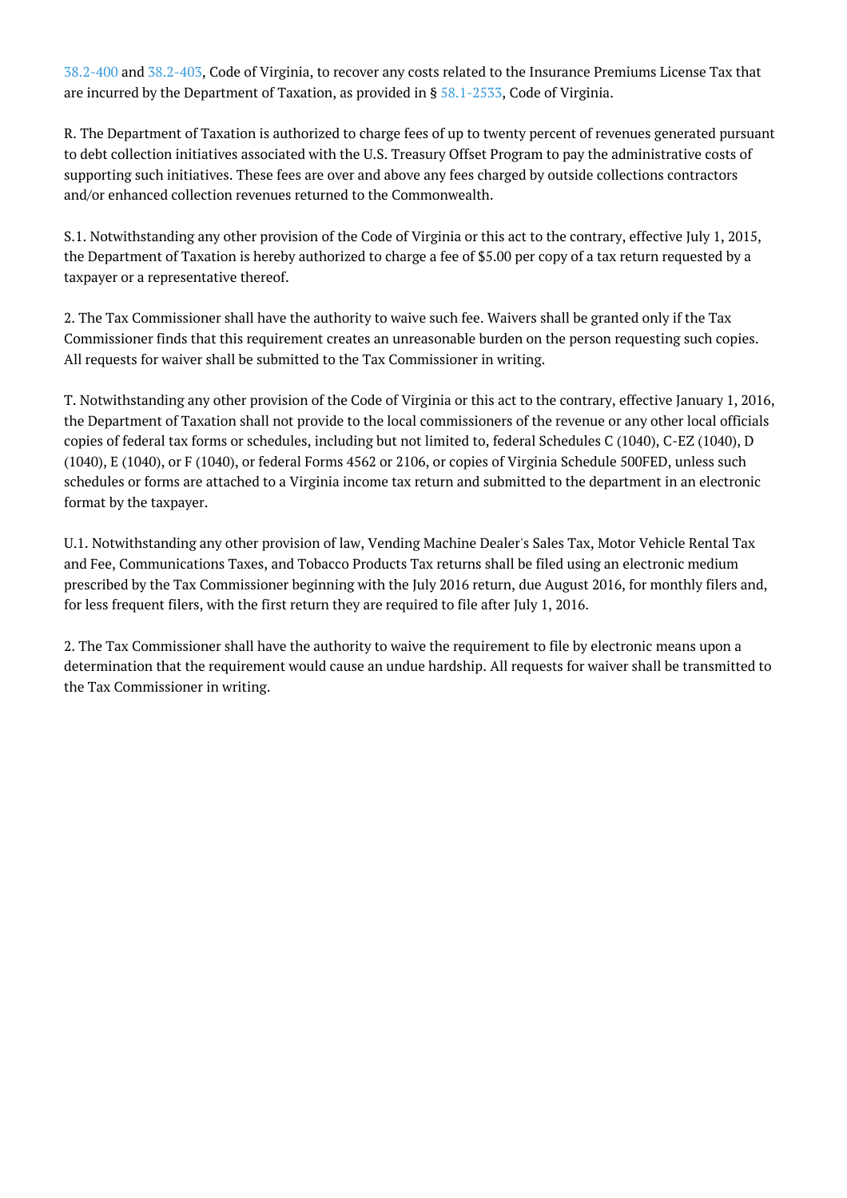38.2-400 and 38.2-403, Code of Virginia, to recover any costs related to the Insurance Premiums License Tax that are incurred by the Department of Taxation, as provided in § 58.1-2533, Code of Virginia.

R. The Department of Taxation is authorized to charge fees of up to twenty percent of revenues generated pursuant to debt collection initiatives associated with the U.S. Treasury Offset Program to pay the administrative costs of supporting such initiatives. These fees are over and above any fees charged by outside collections contractors and/or enhanced collection revenues returned to the Commonwealth.

S.1. Notwithstanding any other provision of the Code of Virginia or this act to the contrary, effective July 1, 2015, the Department of Taxation is hereby authorized to charge a fee of $5.00 per copy of a tax return requested by a taxpayer or a representative thereof.

2. The Tax Commissioner shall have the authority to waive such fee. Waivers shall be granted only if the Tax Commissioner finds that this requirement creates an unreasonable burden on the person requesting such copies. All requests for waiver shall be submitted to the Tax Commissioner in writing.

T. Notwithstanding any other provision of the Code of Virginia or this act to the contrary, effective January 1, 2016, the Department of Taxation shall not provide to the local commissioners of the revenue or any other local officials copies of federal tax forms or schedules, including but not limited to, federal Schedules C (1040), C-EZ (1040), D (1040), E (1040), or F (1040), or federal Forms 4562 or 2106, or copies of Virginia Schedule 500FED, unless such schedules or forms are attached to a Virginia income tax return and submitted to the department in an electronic format by the taxpayer.

U.1. Notwithstanding any other provision of law, Vending Machine Dealer's Sales Tax, Motor Vehicle Rental Tax and Fee, Communications Taxes, and Tobacco Products Tax returns shall be filed using an electronic medium prescribed by the Tax Commissioner beginning with the July 2016 return, due August 2016, for monthly filers and, for less frequent filers, with the first return they are required to file after July 1, 2016.

2. The Tax Commissioner shall have the authority to waive the requirement to file by electronic means upon a determination that the requirement would cause an undue hardship. All requests for waiver shall be transmitted to the Tax Commissioner in writing.